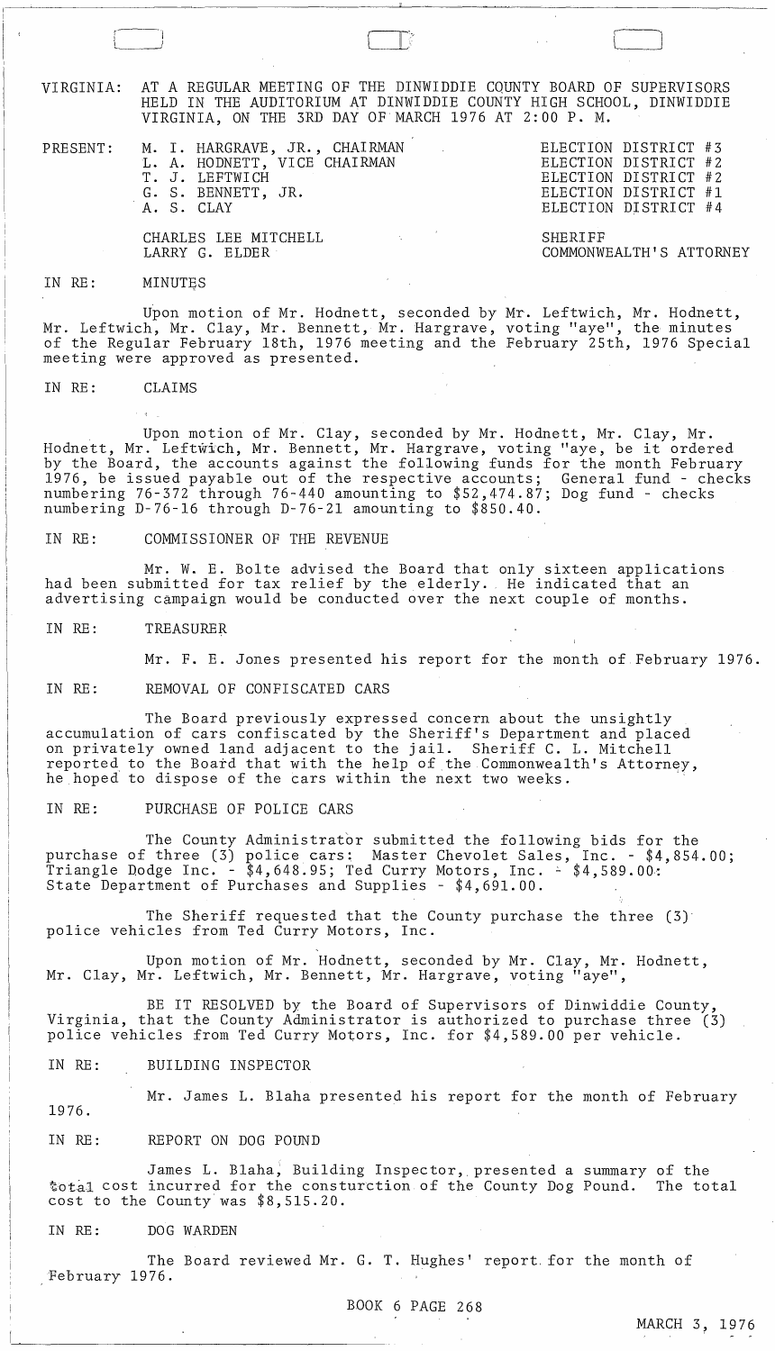VIRGINIA: AT A REGULAR MEETING OF THE DINWIDDIE COUNTY BOARD OF SUPERVISORS HELD IN THE AUDITORIUM AT DINWIDDIE COUNTY HIGH SCHOOL, DINWIDDIE VIRGINIA, ON THE 3RD DAY OF MARCH 1976 AT 2:00 P. M.

| PRESENT: | | |
|---|---|---|
| | M. I. HARGRAVE, JR., CHAIRMAN | ELECTION DISTRICT #3 |
| | L. A. HODNETT, VICE CHAIRMAN | ELECTION DISTRICT #2 |
| | T. J. LEFTWICH | ELECTION DISTRICT #2 |
| | G. S. BENNETT, JR. | ELECTION DISTRICT #1 |
| | A. S. CLAY | ELECTION DISTRICT #4 |
| | CHARLES LEE MITCHELL | SHERIFF |
| | LARRY G. ELDER | COMMONWEALTH'S ATTORNEY |

IN RE: MINUTES

Upon motion of Mr. Hodnett, seconded by Mr. Leftwich, Mr. Hodnett, Mr. Leftwich, Mr. Clay, Mr. Bennett, Mr. Hargrave, voting "aye", the minutes of the Regular February 18th, 1976 meeting and the February 25th, 1976 Special meeting were approved as presented.

IN RE: CLAIMS

Upon motion of Mr. Clay, seconded by Mr. Hodnett, Mr. Clay, Mr. Hodnett, Mr. Leftwich, Mr. Bennett, Mr. Hargrave, voting "aye, be it ordered by the Board, the accounts against the following funds for the month February 1976, be issued payable out of the respective accounts; General fund - checks numbering 76-372 through 76-440 amounting to $52,474.87; Dog fund - checks numbering D-76-16 through D-76-21 amounting to $850.40.

IN RE: COMMISSIONER OF THE REVENUE

Mr. W. E. Bolte advised the Board that only sixteen applications had been submitted for tax relief by the elderly. He indicated that an advertising campaign would be conducted over the next couple of months.

IN RE: TREASURER

Mr. F. E. Jones presented his report for the month of February 1976.

IN RE: REMOVAL OF CONFISCATED CARS

The Board previously expressed concern about the unsightly accumulation of cars confiscated by the Sheriff's Department and placed on privately owned land adjacent to the jail. Sheriff C. L. Mitchell reported to the Board that with the help of the Commonwealth's Attorney, he hoped to dispose of the cars within the next two weeks.

IN RE: PURCHASE OF POLICE CARS

The County Administrator submitted the following bids for the purchase of three (3) police cars: Master Chevolet Sales, Inc. - $4,854.00; Triangle Dodge Inc. - $4,648.95; Ted Curry Motors, Inc. - $4,589.00; State Department of Purchases and Supplies - $4,691.00.

The Sheriff requested that the County purchase the three (3) police vehicles from Ted Curry Motors, Inc.

Upon motion of Mr. Hodnett, seconded by Mr. Clay, Mr. Hodnett, Mr. Clay, Mr. Leftwich, Mr. Bennett, Mr. Hargrave, voting "aye",

BE IT RESOLVED by the Board of Supervisors of Dinwiddie County, Virginia, that the County Administrator is authorized to purchase three (3) police vehicles from Ted Curry Motors, Inc. for $4,589.00 per vehicle.

IN RE: BUILDING INSPECTOR

Mr. James L. Blaha presented his report for the month of February 1976.

IN RE: REPORT ON DOG POUND

James L. Blaha, Building Inspector, presented a summary of the total cost incurred for the consturction of the County Dog Pound. The total cost to the County was $8,515.20.

IN RE: DOG WARDEN

The Board reviewed Mr. G. T. Hughes' report for the month of February 1976.

BOOK 6 PAGE 268

MARCH 3, 1976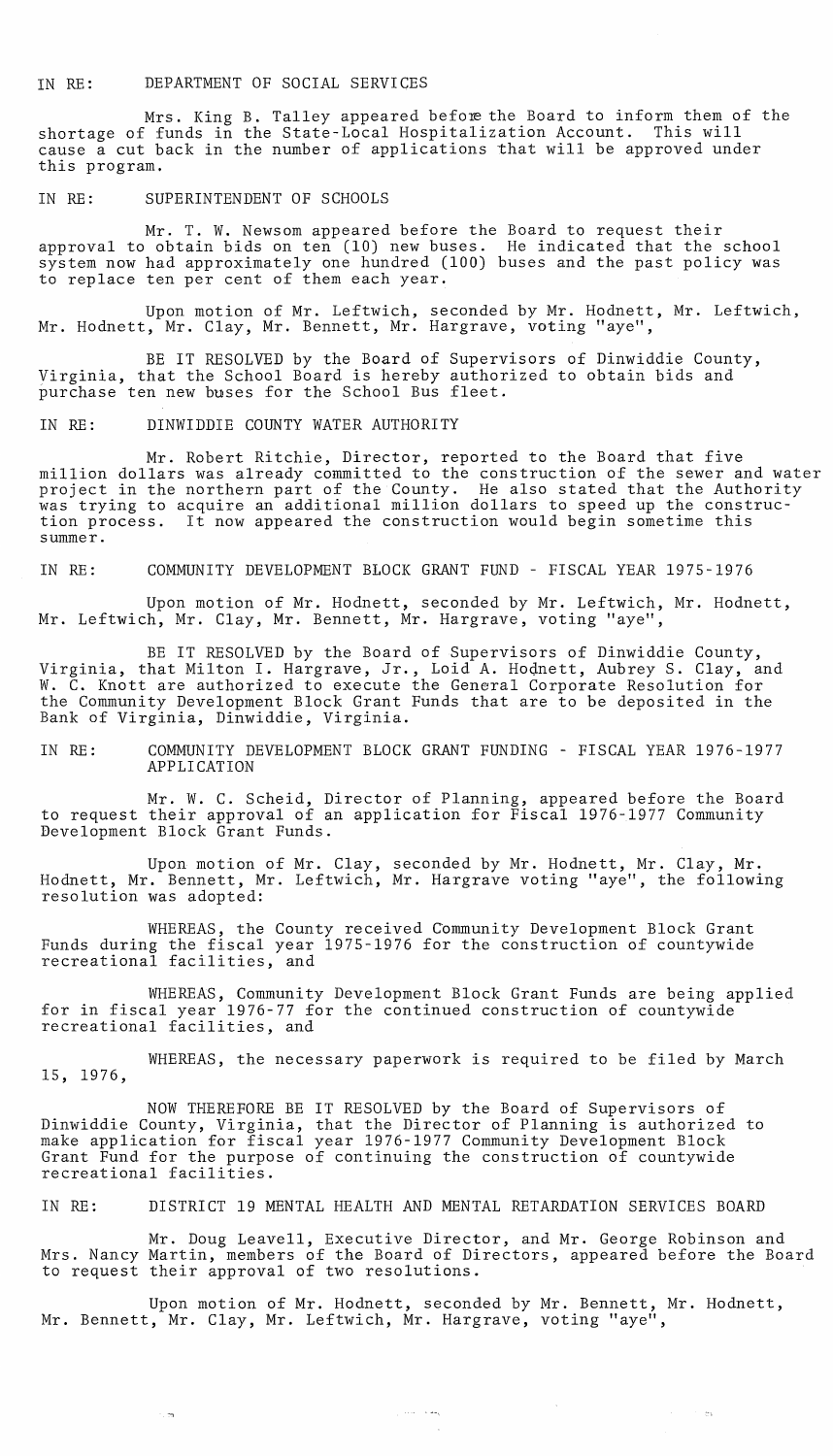IN RE: DEPARTMENT OF SOCIAL SERVICES

Mrs. King B. Talley appeared before the Board to inform them of the shortage of funds in the State-Local Hospitalization Account. This will cause a cut back in the number of applications that will be approved under this program.

IN RE: SUPERINTENDENT OF SCHOOLS

Mr. T. W. Newsom appeared before the Board to request their approval to obtain bids on ten (10) new buses. He indicated that the school system now had approximately one hundred (100) buses and the past policy was to replace ten per cent of them each year.

Upon motion of Mr. Leftwich, seconded by Mr. Hodnett, Mr. Leftwich, Mr. Hodnett, Mr. Clay, Mr. Bennett, Mr. Hargrave, voting "aye",

BE IT RESOLVED by the Board of Supervisors of Dinwiddie County, Virginia, that the School Board is hereby authorized to obtain bids and purchase ten new buses for the School Bus fleet.

IN RE: DINWIDDIE COUNTY WATER AUTHORITY

Mr. Robert Ritchie, Director, reported to the Board that five million dollars was already committed to the construction of the sewer and water project in the northern part of the County. He also stated that the Authority was trying to acquire an additional million dollars to speed up the construction process. It now appeared the construction would begin sometime this summer.

IN RE: COMMUNITY DEVELOPMENT BLOCK GRANT FUND - FISCAL YEAR 1975-1976

Upon motion of Mr. Hodnett, seconded by Mr. Leftwich, Mr. Hodnett, Mr. Leftwich, Mr. Clay, Mr. Bennett, Mr. Hargrave, voting "aye",

BE IT RESOLVED by the Board of Supervisors of Dinwiddie County, Virginia, that Milton I. Hargrave, Jr., Loid A. Hodnett, Aubrey S. Clay, and W. C. Knott are authorized to execute the General Corporate Resolution for the Community Development Block Grant Funds that are to be deposited in the Bank of Virginia, Dinwiddie, Virginia.

IN RE: COMMUNITY DEVELOPMENT BLOCK GRANT FUNDING - FISCAL YEAR 1976-1977 APPLICATION

Mr. W. C. Scheid, Director of Planning, appeared before the Board to request their approval of an application for Fiscal 1976-1977 Community Development Block Grant Funds.

Upon motion of Mr. Clay, seconded by Mr. Hodnett, Mr. Clay, Mr. Hodnett, Mr. Bennett, Mr. Leftwich, Mr. Hargrave voting "aye", the following resolution was adopted:

WHEREAS, the County received Community Development Block Grant Funds during the fiscal year 1975-1976 for the construction of countywide recreational facilities, and

WHEREAS, Community Development Block Grant Funds are being applied for in fiscal year 1976-77 for the continued construction of countywide recreational facilities, and

WHEREAS, the necessary paperwork is required to be filed by March 15, 1976,

NOW THEREFORE BE IT RESOLVED by the Board of Supervisors of Dinwiddie County, Virginia, that the Director of Planning is authorized to make application for fiscal year 1976-1977 Community Development Block Grant Fund for the purpose of continuing the construction of countywide recreational facilities.

IN RE: DISTRICT 19 MENTAL HEALTH AND MENTAL RETARDATION SERVICES BOARD

Mr. Doug Leavell, Executive Director, and Mr. George Robinson and Mrs. Nancy Martin, members of the Board of Directors, appeared before the Board to request their approval of two resolutions.

Upon motion of Mr. Hodnett, seconded by Mr. Bennett, Mr. Hodnett, Mr. Bennett, Mr. Clay, Mr. Leftwich, Mr. Hargrave, voting "aye",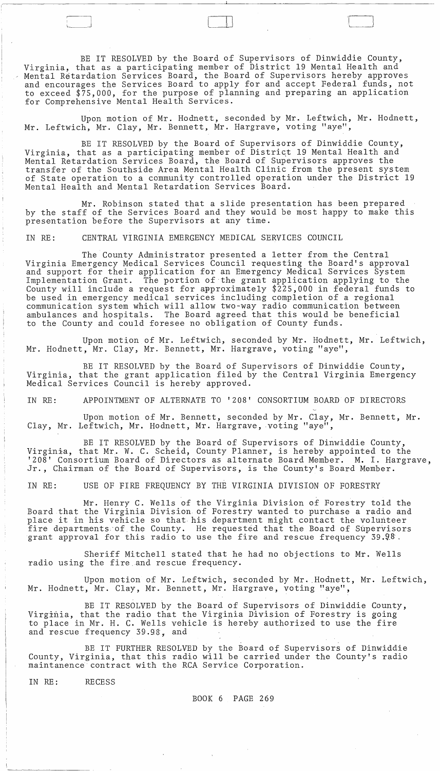BE IT RESOLVED by the Board of Supervisors of Dinwiddie County, Virginia, that as a participating member of District 19 Mental Health and Mental Retardation Services Board, the Board of Supervisors hereby approves and encourages the Services Board to apply for and accept Federal funds, not to exceed $75,000, for the purpose of planning and preparing an application for Comprehensive Mental Health Services.

Upon motion of Mr. Hodnett, seconded by Mr. Leftwich, Mr. Hodnett, Mr. Leftwich, Mr. Clay, Mr. Bennett, Mr. Hargrave, voting "aye",

BE IT RESOLVED by the Board of Supervisors of Dinwiddie County, Virginia, that as a participating member of District 19 Mental Health and Mental Retardation Services Board, the Board of Supervisors approves the transfer of the Southside Area Mental Health Clinic from the present system of State operation to a community controlled operation under the District 19 Mental Health and Mental Retardation Services Board.

Mr. Robinson stated that a slide presentation has been prepared by the staff of the Services Board and they would be most happy to make this presentation before the Supervisors at any time.

IN RE: CENTRAL VIRGINIA EMERGENCY MEDICAL SERVICES COUNCIL

The County Administrator presented a letter from the Central Virginia Emergency Medical Services Council requesting the Board's approval and support for their application for an Emergency Medical Services System Implementation Grant. The portion of the grant application applying to the County will include a request for approximately $225,000 in federal funds to be used in emergency medical services including completion of a regional communication system which will allow two-way radio communication between ambulances and hospitals. The Board agreed that this would be beneficial to the County and could foresee no obligation of County funds.

Upon motion of Mr. Leftwich, seconded by Mr. Hodnett, Mr. Leftwich, Mr. Hodnett, Mr. Clay, Mr. Bennett, Mr. Hargrave, voting "aye",

BE IT RESOLVED by the Board of Supervisors of Dinwiddie County, Virginia, that the grant application filed by the Central Virginia Emergency Medical Services Council is hereby approved.

IN RE: APPOINTMENT OF ALTERNATE TO '208' CONSORTIUM BOARD OF DIRECTORS

Upon motion of Mr. Bennett, seconded by Mr. Clay, Mr. Bennett, Mr. Clay, Mr. Leftwich, Mr. Hodnett, Mr. Hargrave, voting "aye",

BE IT RESOLVED by the Board of Supervisors of Dinwiddie County, Virginia, that Mr. W. C. Scheid, County Planner, is hereby appointed to the '208' Consortium Board of Directors as alternate Board Member. M. I. Hargrave, Jr., Chairman of the Board of Supervisors, is the County's Board Member.

IN RE: USE OF FIRE FREQUENCY BY THE VIRGINIA DIVISION OF FORESTRY

Mr. Henry C. Wells of the Virginia Division of Forestry told the Board that the Virginia Division of Forestry wanted to purchase a radio and place it in his vehicle so that his department might contact the volunteer fire departments of the County. He requested that the Board of Supervisors grant approval for this radio to use the fire and rescue frequency 39.98.

Sheriff Mitchell stated that he had no objections to Mr. Wells radio using the fire and rescue frequency.

Upon motion of Mr. Leftwich, seconded by Mr. Hodnett, Mr. Leftwich, Mr. Hodnett, Mr. Clay, Mr. Bennett, Mr. Hargrave, voting "aye",

BE IT RESOLVED by the Board of Supervisors of Dinwiddie County, Virginia, that the radio that the Virginia Division of Forestry is going to place in Mr. H. C. Wells vehicle is hereby authorized to use the fire and rescue frequency 39.98, and

BE IT FURTHER RESOLVED by the Board of Supervisors of Dinwiddie County, Virginia, that this radio will be carried under the County's radio maintanence contract with the RCA Service Corporation.

IN RE: RECESS

BOOK 6 PAGE 269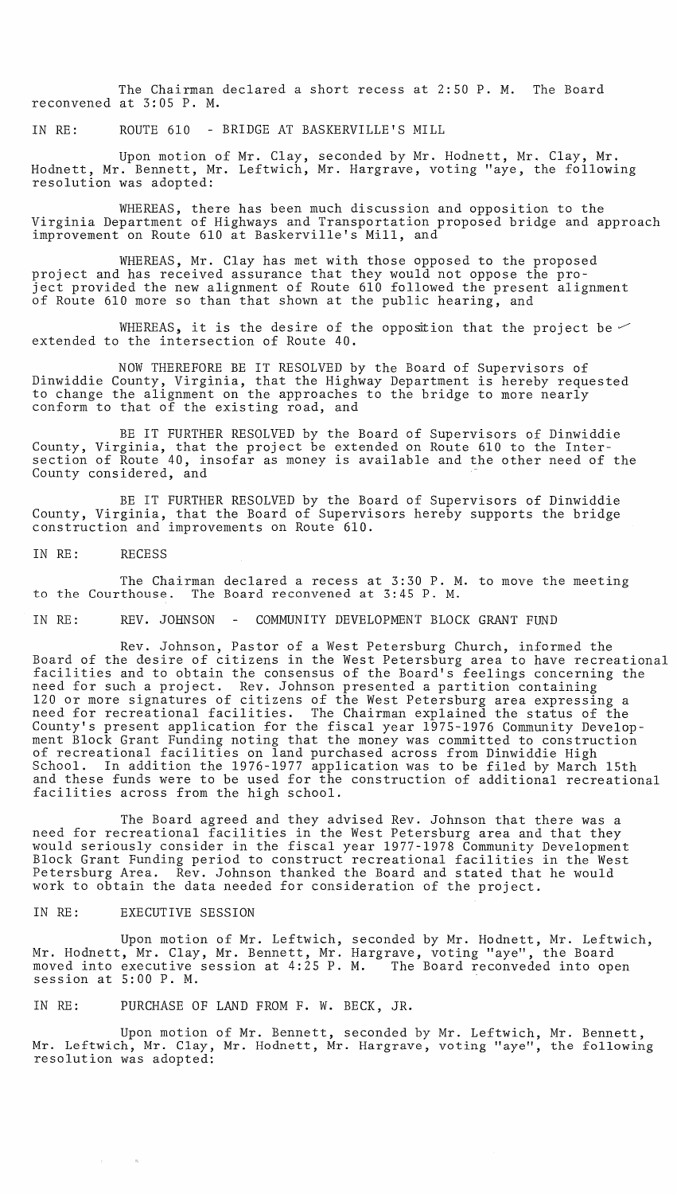The Chairman declared a short recess at 2:50 P. M. The Board reconvened at 3:05 P. M.

IN RE: ROUTE 610 - BRIDGE AT BASKERVILLE'S MILL

Upon motion of Mr. Clay, seconded by Mr. Hodnett, Mr. Clay, Mr. Hodnett, Mr. Bennett, Mr. Leftwich, Mr. Hargrave, voting "aye, the following resolution was adopted:

WHEREAS, there has been much discussion and opposition to the Virginia Department of Highways and Transportation proposed bridge and approach improvement on Route 610 at Baskerville's Mill, and

WHEREAS, Mr. Clay has met with those opposed to the proposed project and has received assurance that they would not oppose the project provided the new alignment of Route 610 followed the present alignment of Route 610 more so than that shown at the public hearing, and

WHEREAS, it is the desire of the opposition that the project be extended to the intersection of Route 40.

NOW THEREFORE BE IT RESOLVED by the Board of Supervisors of Dinwiddie County, Virginia, that the Highway Department is hereby requested to change the alignment on the approaches to the bridge to more nearly conform to that of the existing road, and

BE IT FURTHER RESOLVED by the Board of Supervisors of Dinwiddie County, Virginia, that the project be extended on Route 610 to the Intersection of Route 40, insofar as money is available and the other need of the County considered, and

BE IT FURTHER RESOLVED by the Board of Supervisors of Dinwiddie County, Virginia, that the Board of Supervisors hereby supports the bridge construction and improvements on Route 610.

IN RE: RECESS

The Chairman declared a recess at 3:30 P. M. to move the meeting to the Courthouse. The Board reconvened at 3:45 P. M.

IN RE: REV. JOHNSON - COMMUNITY DEVELOPMENT BLOCK GRANT FUND

Rev. Johnson, Pastor of a West Petersburg Church, informed the Board of the desire of citizens in the West Petersburg area to have recreational facilities and to obtain the consensus of the Board's feelings concerning the need for such a project. Rev. Johnson presented a partition containing 120 or more signatures of citizens of the West Petersburg area expressing a need for recreational facilities. The Chairman explained the status of the County's present application for the fiscal year 1975-1976 Community Development Block Grant Funding noting that the money was committed to construction of recreational facilities on land purchased across from Dinwiddie High School. In addition the 1976-1977 application was to be filed by March 15th and these funds were to be used for the construction of additional recreational facilities across from the high school.

The Board agreed and they advised Rev. Johnson that there was a need for recreational facilities in the West Petersburg area and that they would seriously consider in the fiscal year 1977-1978 Community Development Block Grant Funding period to construct recreational facilities in the West Petersburg Area. Rev. Johnson thanked the Board and stated that he would work to obtain the data needed for consideration of the project.

IN RE: EXECUTIVE SESSION

Upon motion of Mr. Leftwich, seconded by Mr. Hodnett, Mr. Leftwich, Mr. Hodnett, Mr. Clay, Mr. Bennett, Mr. Hargrave, voting "aye", the Board moved into executive session at 4:25 P. M. The Board reconveded into open session at 5:00 P. M.

IN RE: PURCHASE OF LAND FROM F. W. BECK, JR.

Upon motion of Mr. Bennett, seconded by Mr. Leftwich, Mr. Bennett, Mr. Leftwich, Mr. Clay, Mr. Hodnett, Mr. Hargrave, voting "aye", the following resolution was adopted: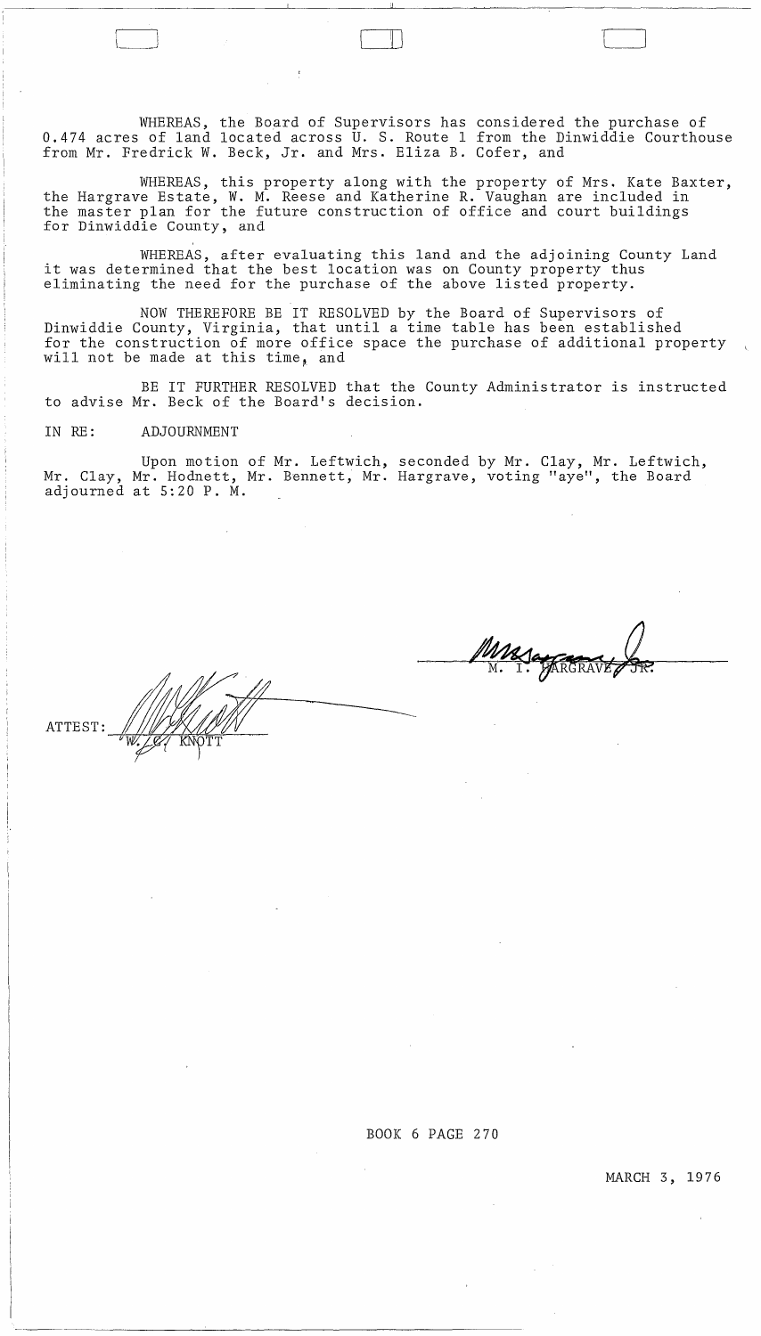WHEREAS, the Board of Supervisors has considered the purchase of 0.474 acres of land located across U. S. Route 1 from the Dinwiddie Courthouse from Mr. Fredrick W. Beck, Jr. and Mrs. Eliza B. Cofer, and

WHEREAS, this property along with the property of Mrs. Kate Baxter, the Hargrave Estate, W. M. Reese and Katherine R. Vaughan are included in the master plan for the future construction of office and court buildings for Dinwiddie County, and

WHEREAS, after evaluating this land and the adjoining County Land it was determined that the best location was on County property thus eliminating the need for the purchase of the above listed property.

NOW THEREFORE BE IT RESOLVED by the Board of Supervisors of Dinwiddie County, Virginia, that until a time table has been established for the construction of more office space the purchase of additional property will not be made at this time, and

BE IT FURTHER RESOLVED that the County Administrator is instructed to advise Mr. Beck of the Board's decision.

IN RE: ADJOURNMENT

Upon motion of Mr. Leftwich, seconded by Mr. Clay, Mr. Leftwich, Mr. Clay, Mr. Hodnett, Mr. Bennett, Mr. Hargrave, voting "aye", the Board adjourned at 5:20 P. M.

M. I. HARGRAVE, JR.

ATTEST: W. C. KNOTT

BOOK 6 PAGE 270

MARCH 3, 1976